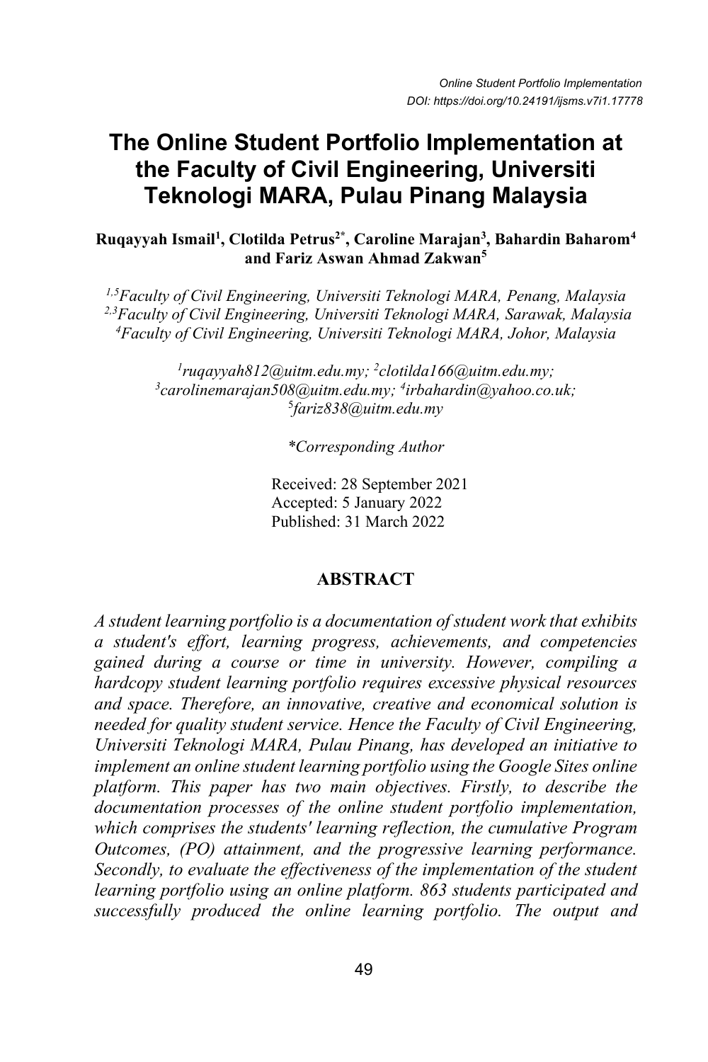# The Online Student Portfolio Implementation at the Faculty of Civil Engineering, Universiti Teknologi MARA, Pulau Pinang Malaysia

**Ruqayyah Ismail[1], Clotilda Petrus[2*], Caroline Marajan[3], Bahardin Baharom[4] and Fariz Aswan Ahmad Zakwan[5]**

*[1,5]Faculty of Civil Engineering, Universiti Teknologi MARA, Penang, Malaysia*
*[2,3]Faculty of Civil Engineering, Universiti Teknologi MARA, Sarawak, Malaysia*
*[4]Faculty of Civil Engineering, Universiti Teknologi MARA, Johor, Malaysia*

*[1]ruqayyah812@uitm.edu.my; [2]clotilda166@uitm.edu.my; [3]carolinemarajan508@uitm.edu.my; [4]irbahardin@yahoo.co.uk; [5]fariz838@uitm.edu.my*

*\*Corresponding Author*

Received: 28 September 2021
Accepted: 5 January 2022
Published: 31 March 2022

## ABSTRACT

*A student learning portfolio is a documentation of student work that exhibits a student's effort, learning progress, achievements, and competencies gained during a course or time in university. However, compiling a hardcopy student learning portfolio requires excessive physical resources and space. Therefore, an innovative, creative and economical solution is needed for quality student service. Hence the Faculty of Civil Engineering, Universiti Teknologi MARA, Pulau Pinang, has developed an initiative to implement an online student learning portfolio using the Google Sites online platform. This paper has two main objectives. Firstly, to describe the documentation processes of the online student portfolio implementation, which comprises the students' learning reflection, the cumulative Program Outcomes, (PO) attainment, and the progressive learning performance. Secondly, to evaluate the effectiveness of the implementation of the student learning portfolio using an online platform. 863 students participated and successfully produced the online learning portfolio. The output and*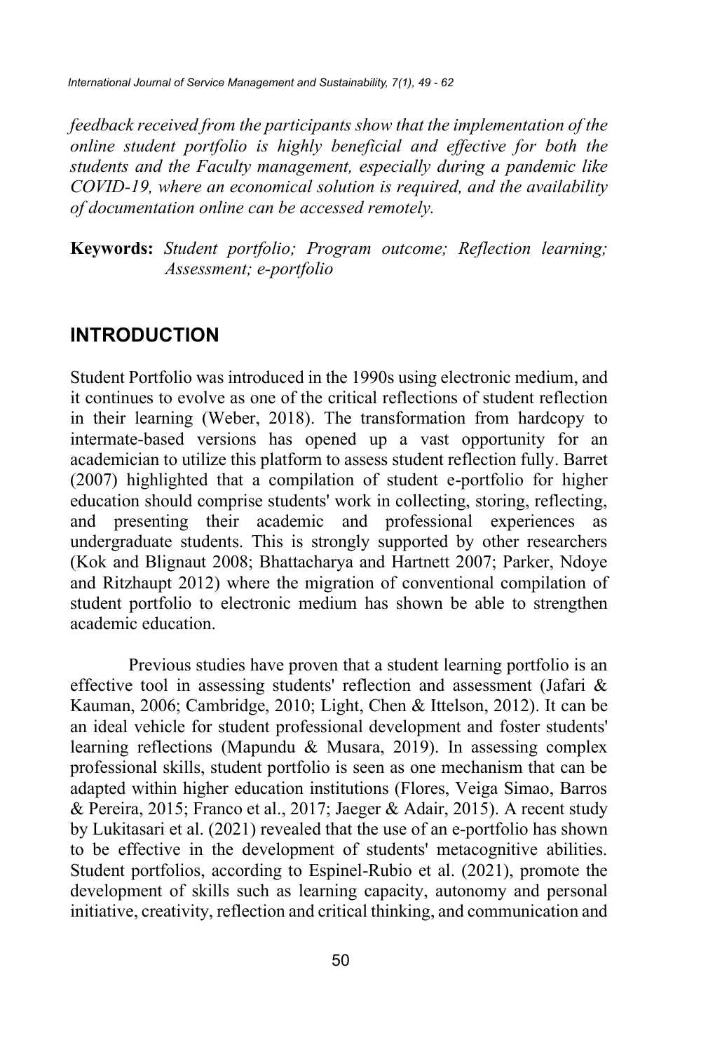*feedback received from the participants show that the implementation of the online student portfolio is highly beneficial and effective for both the students and the Faculty management, especially during a pandemic like COVID-19, where an economical solution is required, and the availability of documentation online can be accessed remotely.*

**Keywords:** *Student portfolio; Program outcome; Reflection learning; Assessment; e-portfolio*

## INTRODUCTION

Student Portfolio was introduced in the 1990s using electronic medium, and it continues to evolve as one of the critical reflections of student reflection in their learning (Weber, 2018). The transformation from hardcopy to intermate-based versions has opened up a vast opportunity for an academician to utilize this platform to assess student reflection fully. Barret (2007) highlighted that a compilation of student e-portfolio for higher education should comprise students' work in collecting, storing, reflecting, and presenting their academic and professional experiences as undergraduate students. This is strongly supported by other researchers (Kok and Blignaut 2008; Bhattacharya and Hartnett 2007; Parker, Ndoye and Ritzhaupt 2012) where the migration of conventional compilation of student portfolio to electronic medium has shown be able to strengthen academic education.

Previous studies have proven that a student learning portfolio is an effective tool in assessing students' reflection and assessment (Jafari & Kauman, 2006; Cambridge, 2010; Light, Chen & Ittelson, 2012). It can be an ideal vehicle for student professional development and foster students' learning reflections (Mapundu & Musara, 2019). In assessing complex professional skills, student portfolio is seen as one mechanism that can be adapted within higher education institutions (Flores, Veiga Simao, Barros & Pereira, 2015; Franco et al., 2017; Jaeger & Adair, 2015). A recent study by Lukitasari et al. (2021) revealed that the use of an e-portfolio has shown to be effective in the development of students' metacognitive abilities. Student portfolios, according to Espinel-Rubio et al. (2021), promote the development of skills such as learning capacity, autonomy and personal initiative, creativity, reflection and critical thinking, and communication and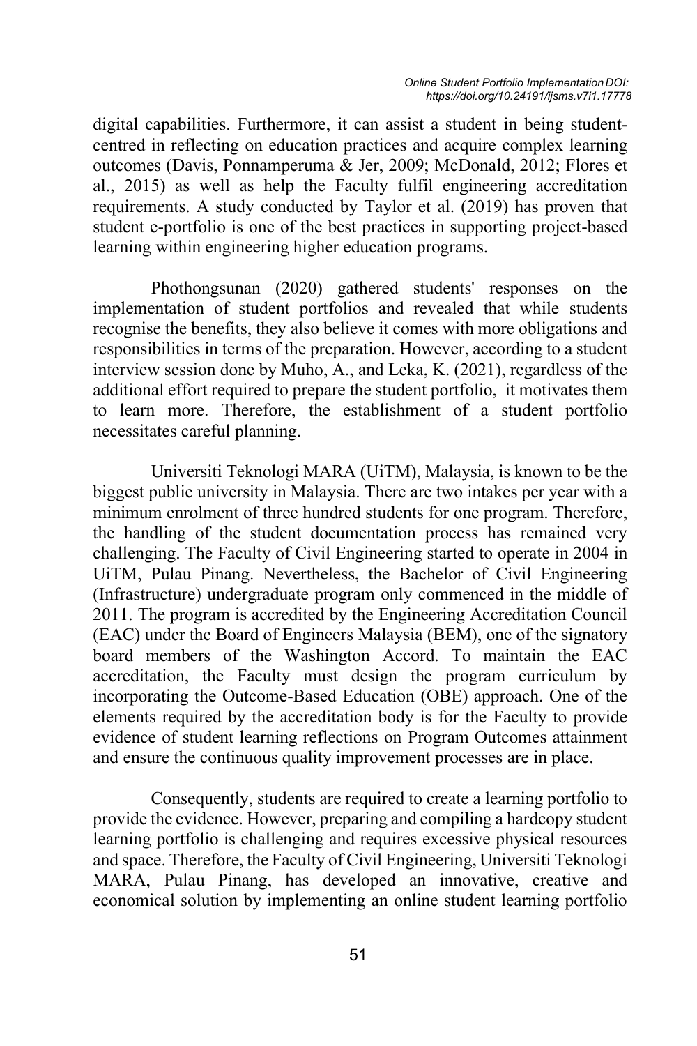digital capabilities. Furthermore, it can assist a student in being student-centred in reflecting on education practices and acquire complex learning outcomes (Davis, Ponnamperuma & Jer, 2009; McDonald, 2012; Flores et al., 2015) as well as help the Faculty fulfil engineering accreditation requirements. A study conducted by Taylor et al. (2019) has proven that student e-portfolio is one of the best practices in supporting project-based learning within engineering higher education programs.

Phothongsunan (2020) gathered students' responses on the implementation of student portfolios and revealed that while students recognise the benefits, they also believe it comes with more obligations and responsibilities in terms of the preparation. However, according to a student interview session done by Muho, A., and Leka, K. (2021), regardless of the additional effort required to prepare the student portfolio, it motivates them to learn more. Therefore, the establishment of a student portfolio necessitates careful planning.

Universiti Teknologi MARA (UiTM), Malaysia, is known to be the biggest public university in Malaysia. There are two intakes per year with a minimum enrolment of three hundred students for one program. Therefore, the handling of the student documentation process has remained very challenging. The Faculty of Civil Engineering started to operate in 2004 in UiTM, Pulau Pinang. Nevertheless, the Bachelor of Civil Engineering (Infrastructure) undergraduate program only commenced in the middle of 2011. The program is accredited by the Engineering Accreditation Council (EAC) under the Board of Engineers Malaysia (BEM), one of the signatory board members of the Washington Accord. To maintain the EAC accreditation, the Faculty must design the program curriculum by incorporating the Outcome-Based Education (OBE) approach. One of the elements required by the accreditation body is for the Faculty to provide evidence of student learning reflections on Program Outcomes attainment and ensure the continuous quality improvement processes are in place.

Consequently, students are required to create a learning portfolio to provide the evidence. However, preparing and compiling a hardcopy student learning portfolio is challenging and requires excessive physical resources and space. Therefore, the Faculty of Civil Engineering, Universiti Teknologi MARA, Pulau Pinang, has developed an innovative, creative and economical solution by implementing an online student learning portfolio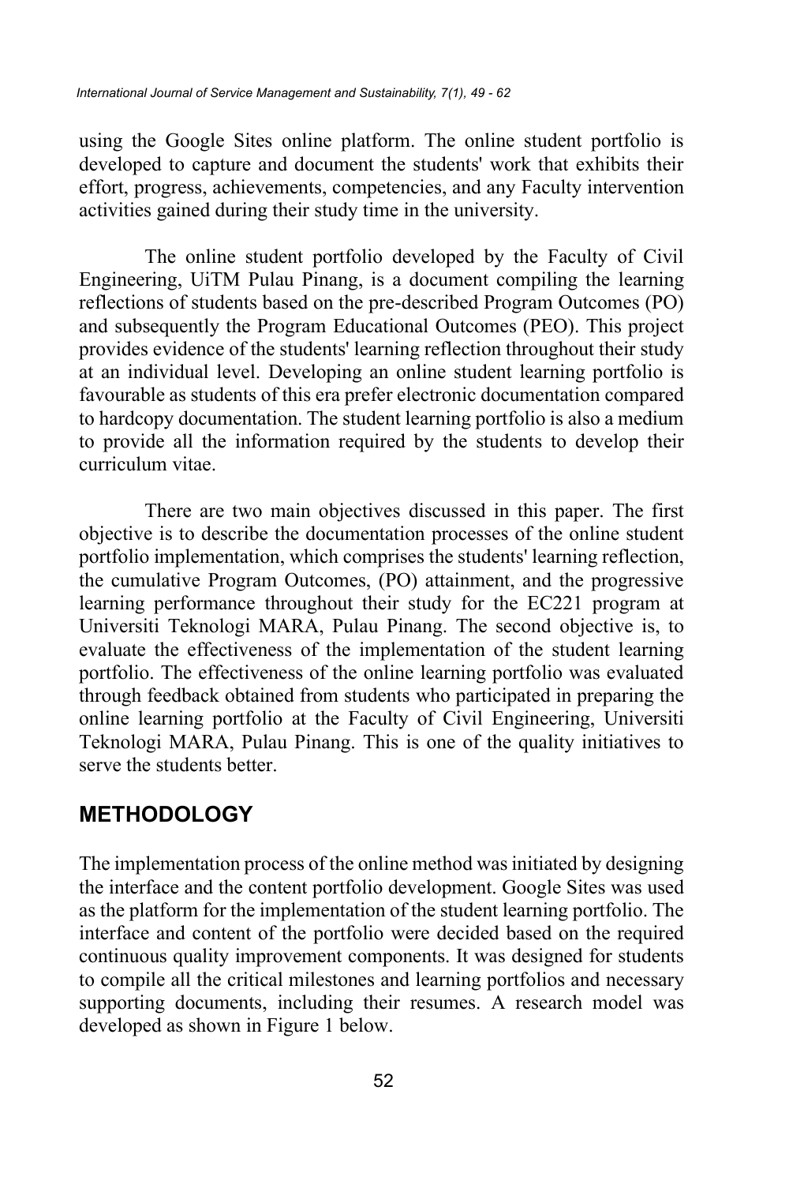using the Google Sites online platform. The online student portfolio is developed to capture and document the students' work that exhibits their effort, progress, achievements, competencies, and any Faculty intervention activities gained during their study time in the university.

The online student portfolio developed by the Faculty of Civil Engineering, UiTM Pulau Pinang, is a document compiling the learning reflections of students based on the pre-described Program Outcomes (PO) and subsequently the Program Educational Outcomes (PEO). This project provides evidence of the students' learning reflection throughout their study at an individual level. Developing an online student learning portfolio is favourable as students of this era prefer electronic documentation compared to hardcopy documentation. The student learning portfolio is also a medium to provide all the information required by the students to develop their curriculum vitae.

There are two main objectives discussed in this paper. The first objective is to describe the documentation processes of the online student portfolio implementation, which comprises the students' learning reflection, the cumulative Program Outcomes, (PO) attainment, and the progressive learning performance throughout their study for the EC221 program at Universiti Teknologi MARA, Pulau Pinang. The second objective is, to evaluate the effectiveness of the implementation of the student learning portfolio. The effectiveness of the online learning portfolio was evaluated through feedback obtained from students who participated in preparing the online learning portfolio at the Faculty of Civil Engineering, Universiti Teknologi MARA, Pulau Pinang. This is one of the quality initiatives to serve the students better.

## METHODOLOGY

The implementation process of the online method was initiated by designing the interface and the content portfolio development. Google Sites was used as the platform for the implementation of the student learning portfolio. The interface and content of the portfolio were decided based on the required continuous quality improvement components. It was designed for students to compile all the critical milestones and learning portfolios and necessary supporting documents, including their resumes. A research model was developed as shown in Figure 1 below.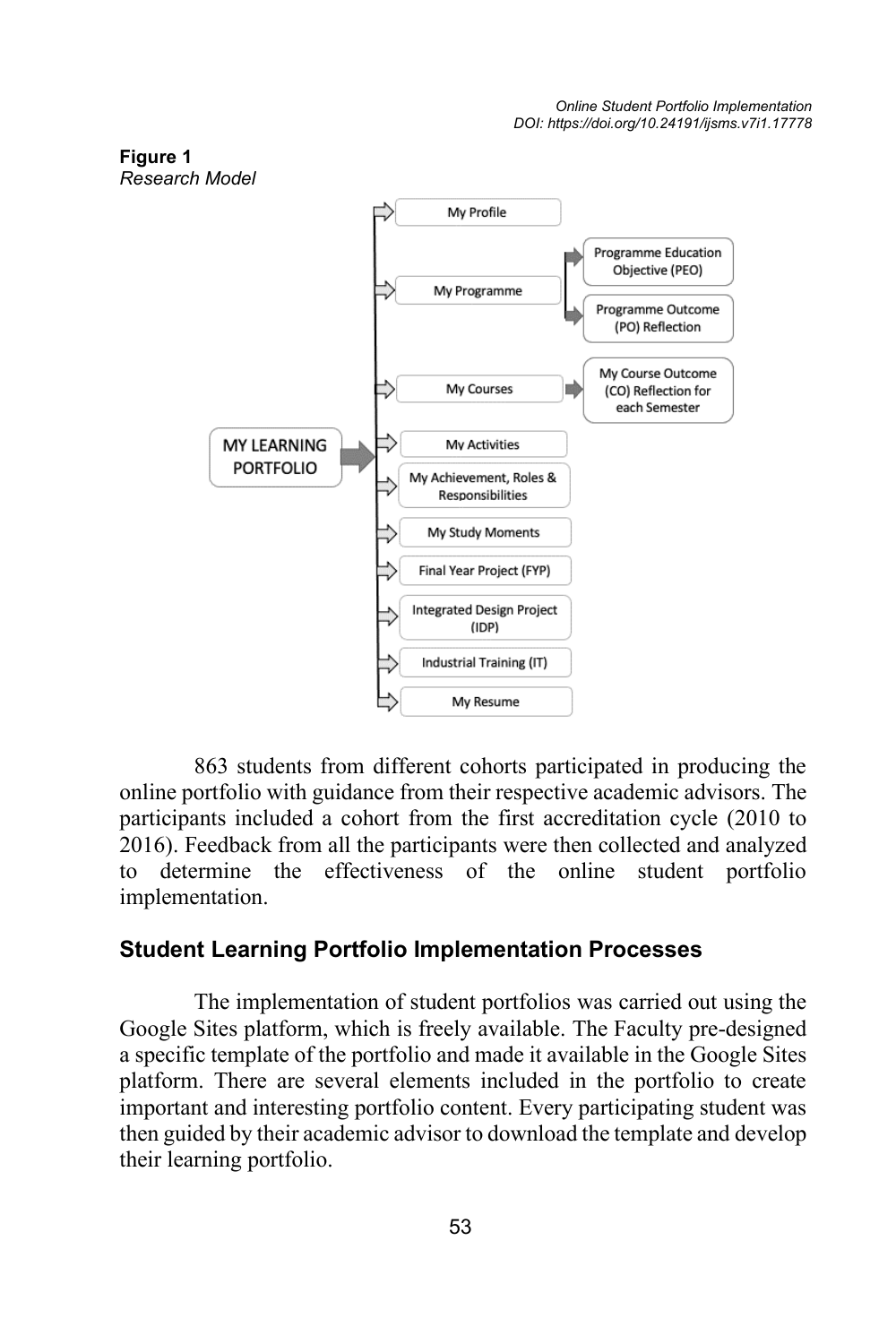**Figure 1**

*Research Model*

- MY LEARNING PORTFOLIO
  - My Profile
  - My Programme
    - Programme Education Objective (PEO)
    - Programme Outcome (PO) Reflection
  - My Courses
    - My Course Outcome (CO) Reflection for each Semester
  - My Activities
  - My Achievement, Roles & Responsibilities
  - My Study Moments
  - Final Year Project (FYP)
  - Integrated Design Project (IDP)
  - Industrial Training (IT)
  - My Resume

863 students from different cohorts participated in producing the online portfolio with guidance from their respective academic advisors. The participants included a cohort from the first accreditation cycle (2010 to 2016). Feedback from all the participants were then collected and analyzed to determine the effectiveness of the online student portfolio implementation.

## Student Learning Portfolio Implementation Processes

The implementation of student portfolios was carried out using the Google Sites platform, which is freely available. The Faculty pre-designed a specific template of the portfolio and made it available in the Google Sites platform. There are several elements included in the portfolio to create important and interesting portfolio content. Every participating student was then guided by their academic advisor to download the template and develop their learning portfolio.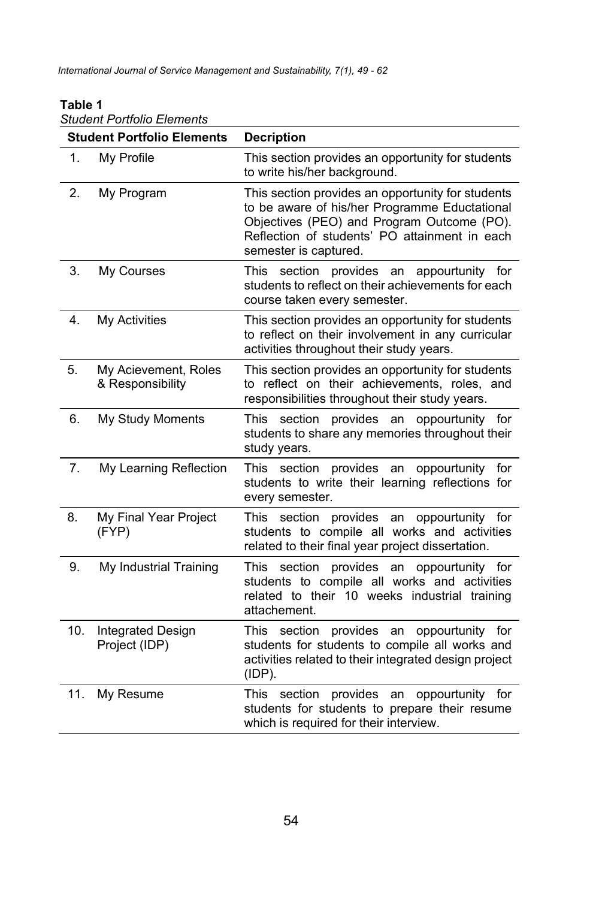**Table 1**

*Student Portfolio Elements*

| Student Portfolio Elements | | Decription |
|---|---|---|
| 1. | My Profile | This section provides an opportunity for students to write his/her background. |
| 2. | My Program | This section provides an opportunity for students to be aware of his/her Programme Eductational Objectives (PEO) and Program Outcome (PO). Reflection of students' PO attainment in each semester is captured. |
| 3. | My Courses | This section provides an appourtunity for students to reflect on their achievements for each course taken every semester. |
| 4. | My Activities | This section provides an opportunity for students to reflect on their involvement in any curricular activities throughout their study years. |
| 5. | My Acievement, Roles & Responsibility | This section provides an opportunity for students to reflect on their achievements, roles, and responsibilities throughout their study years. |
| 6. | My Study Moments | This section provides an oppourtunity for students to share any memories throughout their study years. |
| 7. | My Learning Reflection | This section provides an oppourtunity for students to write their learning reflections for every semester. |
| 8. | My Final Year Project (FYP) | This section provides an oppourtunity for students to compile all works and activities related to their final year project dissertation. |
| 9. | My Industrial Training | This section provides an oppourtunity for students to compile all works and activities related to their 10 weeks industrial training attachement. |
| 10. | Integrated Design Project (IDP) | This section provides an oppourtunity for students for students to compile all works and activities related to their integrated design project (IDP). |
| 11. | My Resume | This section provides an oppourtunity for students for students to prepare their resume which is required for their interview. |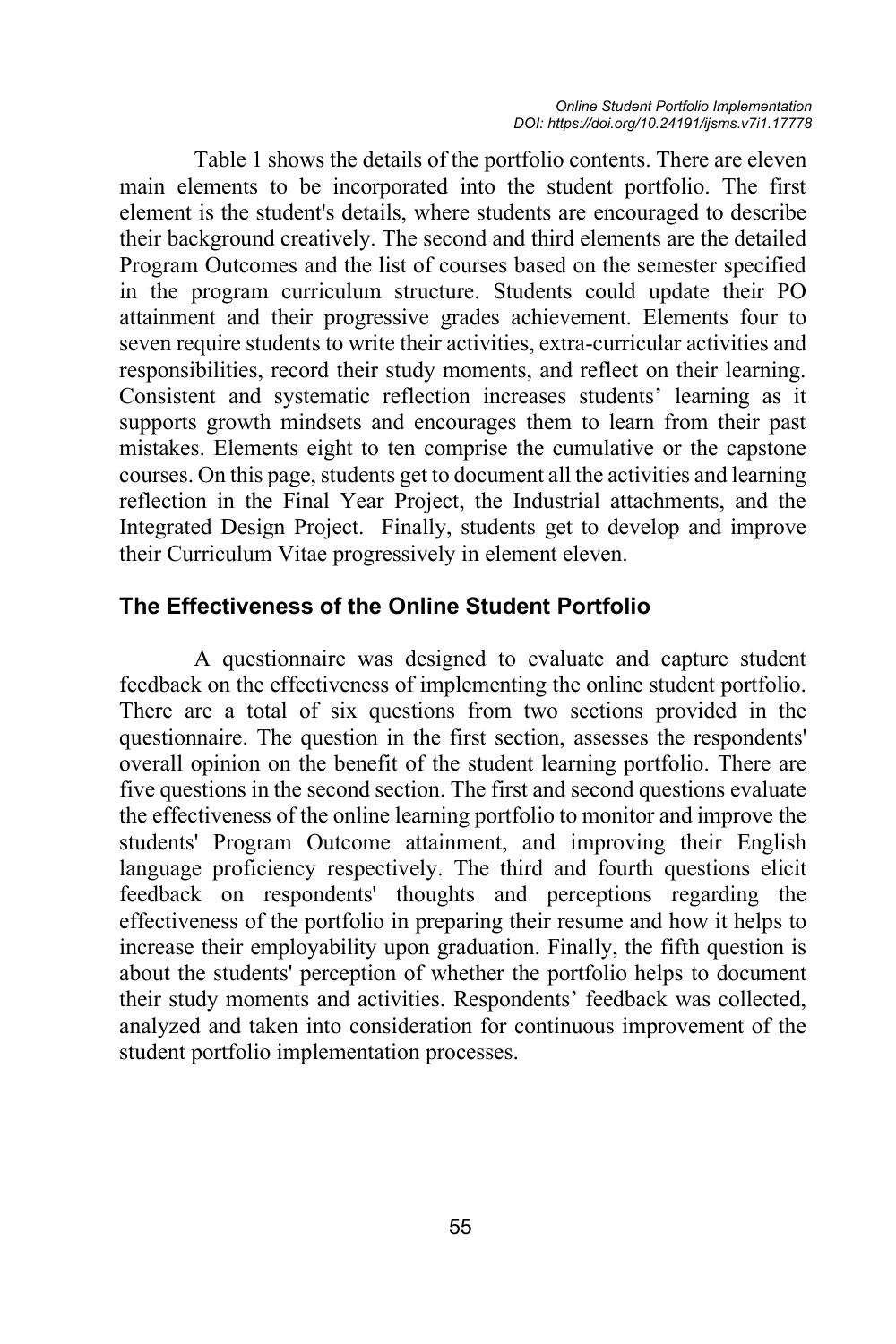Table 1 shows the details of the portfolio contents. There are eleven main elements to be incorporated into the student portfolio. The first element is the student's details, where students are encouraged to describe their background creatively. The second and third elements are the detailed Program Outcomes and the list of courses based on the semester specified in the program curriculum structure. Students could update their PO attainment and their progressive grades achievement. Elements four to seven require students to write their activities, extra-curricular activities and responsibilities, record their study moments, and reflect on their learning. Consistent and systematic reflection increases students' learning as it supports growth mindsets and encourages them to learn from their past mistakes. Elements eight to ten comprise the cumulative or the capstone courses. On this page, students get to document all the activities and learning reflection in the Final Year Project, the Industrial attachments, and the Integrated Design Project. Finally, students get to develop and improve their Curriculum Vitae progressively in element eleven.

## The Effectiveness of the Online Student Portfolio

A questionnaire was designed to evaluate and capture student feedback on the effectiveness of implementing the online student portfolio. There are a total of six questions from two sections provided in the questionnaire. The question in the first section, assesses the respondents' overall opinion on the benefit of the student learning portfolio. There are five questions in the second section. The first and second questions evaluate the effectiveness of the online learning portfolio to monitor and improve the students' Program Outcome attainment, and improving their English language proficiency respectively. The third and fourth questions elicit feedback on respondents' thoughts and perceptions regarding the effectiveness of the portfolio in preparing their resume and how it helps to increase their employability upon graduation. Finally, the fifth question is about the students' perception of whether the portfolio helps to document their study moments and activities. Respondents' feedback was collected, analyzed and taken into consideration for continuous improvement of the student portfolio implementation processes.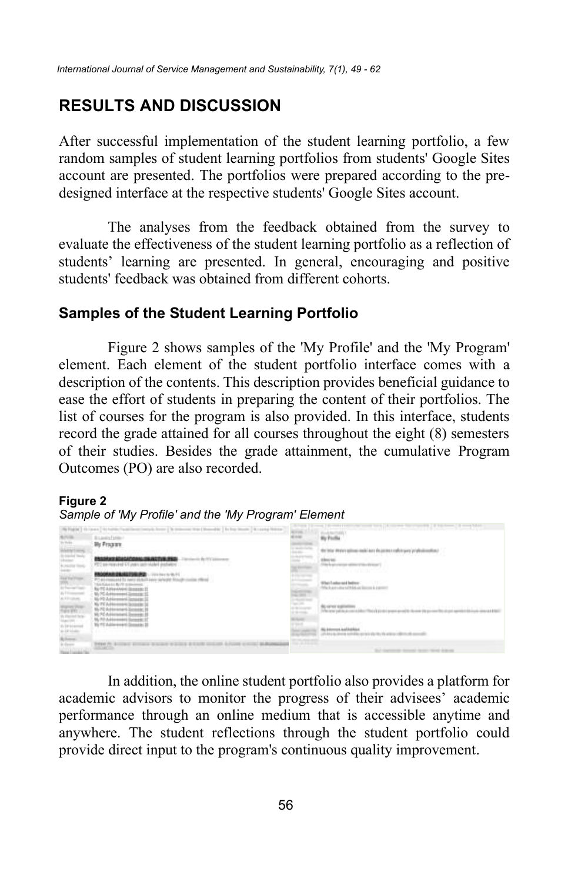## RESULTS AND DISCUSSION

After successful implementation of the student learning portfolio, a few random samples of student learning portfolios from students' Google Sites account are presented. The portfolios were prepared according to the pre-designed interface at the respective students' Google Sites account.

The analyses from the feedback obtained from the survey to evaluate the effectiveness of the student learning portfolio as a reflection of students' learning are presented. In general, encouraging and positive students' feedback was obtained from different cohorts.

### Samples of the Student Learning Portfolio

Figure 2 shows samples of the 'My Profile' and the 'My Program' element. Each element of the student portfolio interface comes with a description of the contents. This description provides beneficial guidance to ease the effort of students in preparing the content of their portfolios. The list of courses for the program is also provided. In this interface, students record the grade attained for all courses throughout the eight (8) semesters of their studies. Besides the grade attainment, the cumulative Program Outcomes (PO) are also recorded.

**Figure 2**

*Sample of 'My Profile' and the 'My Program' Element*

In addition, the online student portfolio also provides a platform for academic advisors to monitor the progress of their advisees' academic performance through an online medium that is accessible anytime and anywhere. The student reflections through the student portfolio could provide direct input to the program's continuous quality improvement.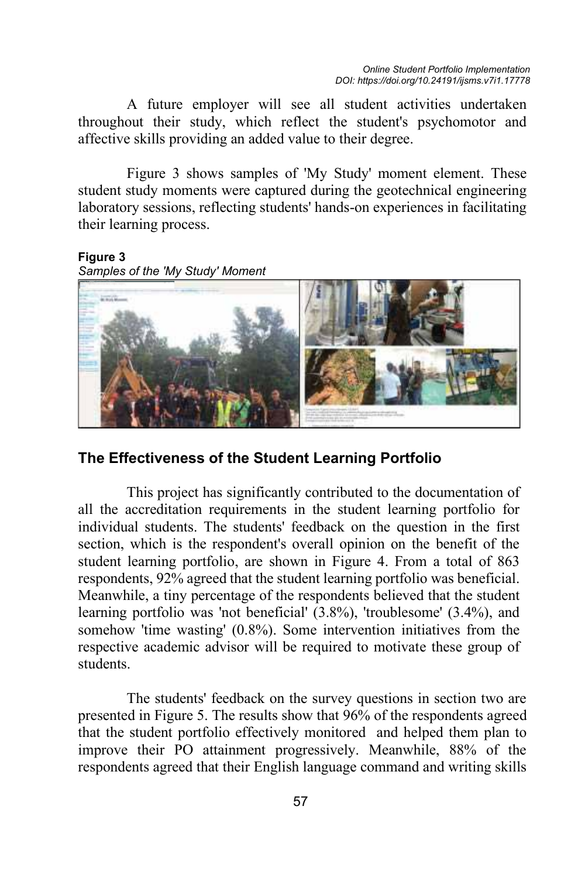A future employer will see all student activities undertaken throughout their study, which reflect the student's psychomotor and affective skills providing an added value to their degree.

Figure 3 shows samples of 'My Study' moment element. These student study moments were captured during the geotechnical engineering laboratory sessions, reflecting students' hands-on experiences in facilitating their learning process.

**Figure 3**
*Samples of the 'My Study' Moment*

## The Effectiveness of the Student Learning Portfolio

This project has significantly contributed to the documentation of all the accreditation requirements in the student learning portfolio for individual students. The students' feedback on the question in the first section, which is the respondent's overall opinion on the benefit of the student learning portfolio, are shown in Figure 4. From a total of 863 respondents, 92% agreed that the student learning portfolio was beneficial. Meanwhile, a tiny percentage of the respondents believed that the student learning portfolio was 'not beneficial' (3.8%), 'troublesome' (3.4%), and somehow 'time wasting' (0.8%). Some intervention initiatives from the respective academic advisor will be required to motivate these group of students.

The students' feedback on the survey questions in section two are presented in Figure 5. The results show that 96% of the respondents agreed that the student portfolio effectively monitored and helped them plan to improve their PO attainment progressively. Meanwhile, 88% of the respondents agreed that their English language command and writing skills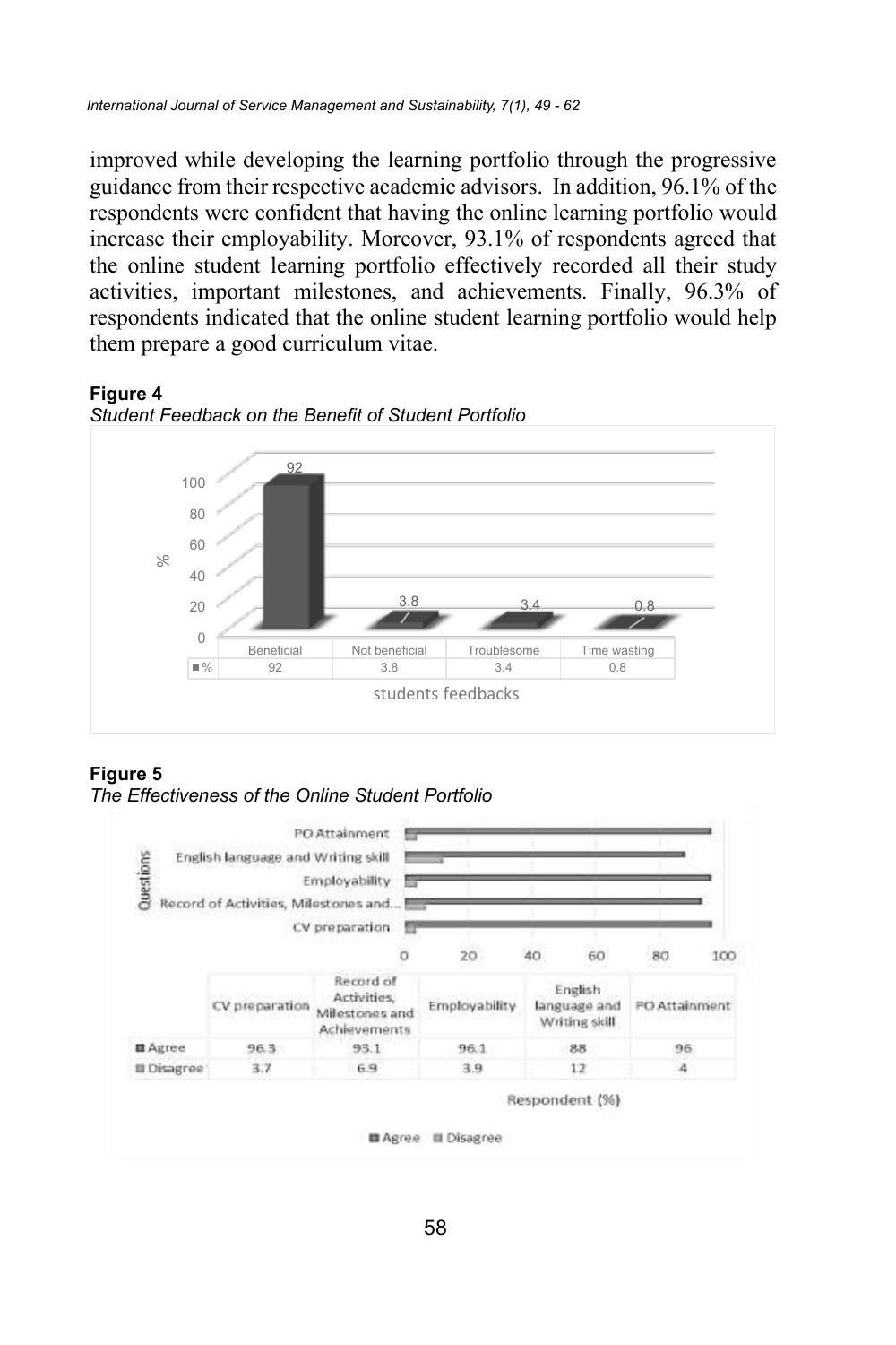improved while developing the learning portfolio through the progressive guidance from their respective academic advisors. In addition, 96.1% of the respondents were confident that having the online learning portfolio would increase their employability. Moreover, 93.1% of respondents agreed that the online student learning portfolio effectively recorded all their study activities, important milestones, and achievements. Finally, 96.3% of respondents indicated that the online student learning portfolio would help them prepare a good curriculum vitae.

**Figure 4**

*Student Feedback on the Benefit of Student Portfolio*

| | Beneficial | Not beneficial | Troublesome | Time wasting |
|---|---|---|---|---|
| % | 92 | 3.8 | 3.4 | 0.8 |

students feedbacks

**Figure 5**

*The Effectiveness of the Online Student Portfolio*

| | CV preparation | Record of Activities, Milestones and Achievements | Employability | English language and Writing skill | PO Attainment |
|---|---|---|---|---|---|
| Agree | 96.3 | 93.1 | 96.1 | 88 | 96 |
| Disagree | 3.7 | 6.9 | 3.9 | 12 | 4 |

Respondent (%)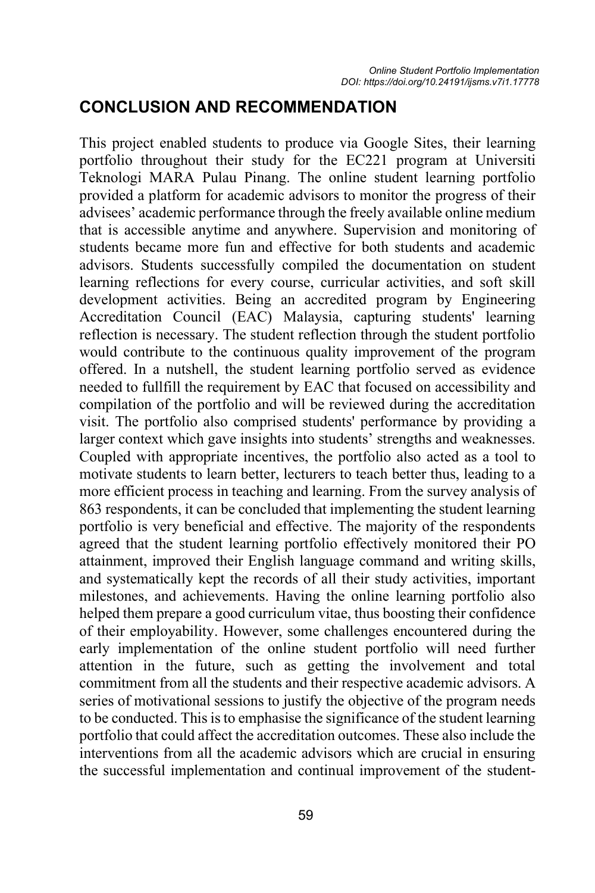## CONCLUSION AND RECOMMENDATION

This project enabled students to produce via Google Sites, their learning portfolio throughout their study for the EC221 program at Universiti Teknologi MARA Pulau Pinang. The online student learning portfolio provided a platform for academic advisors to monitor the progress of their advisees' academic performance through the freely available online medium that is accessible anytime and anywhere. Supervision and monitoring of students became more fun and effective for both students and academic advisors. Students successfully compiled the documentation on student learning reflections for every course, curricular activities, and soft skill development activities. Being an accredited program by Engineering Accreditation Council (EAC) Malaysia, capturing students' learning reflection is necessary. The student reflection through the student portfolio would contribute to the continuous quality improvement of the program offered. In a nutshell, the student learning portfolio served as evidence needed to fullfill the requirement by EAC that focused on accessibility and compilation of the portfolio and will be reviewed during the accreditation visit. The portfolio also comprised students' performance by providing a larger context which gave insights into students' strengths and weaknesses. Coupled with appropriate incentives, the portfolio also acted as a tool to motivate students to learn better, lecturers to teach better thus, leading to a more efficient process in teaching and learning. From the survey analysis of 863 respondents, it can be concluded that implementing the student learning portfolio is very beneficial and effective. The majority of the respondents agreed that the student learning portfolio effectively monitored their PO attainment, improved their English language command and writing skills, and systematically kept the records of all their study activities, important milestones, and achievements. Having the online learning portfolio also helped them prepare a good curriculum vitae, thus boosting their confidence of their employability. However, some challenges encountered during the early implementation of the online student portfolio will need further attention in the future, such as getting the involvement and total commitment from all the students and their respective academic advisors. A series of motivational sessions to justify the objective of the program needs to be conducted. This is to emphasise the significance of the student learning portfolio that could affect the accreditation outcomes. These also include the interventions from all the academic advisors which are crucial in ensuring the successful implementation and continual improvement of the student-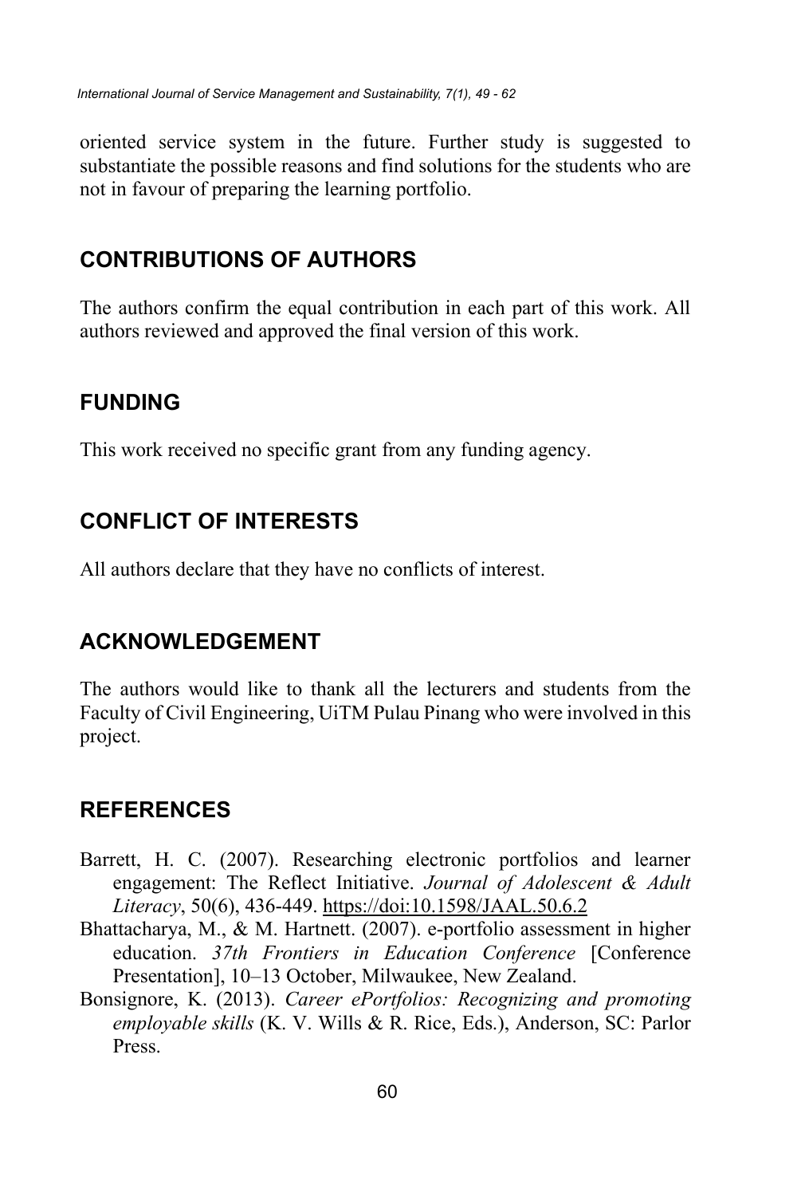oriented service system in the future. Further study is suggested to substantiate the possible reasons and find solutions for the students who are not in favour of preparing the learning portfolio.

## CONTRIBUTIONS OF AUTHORS

The authors confirm the equal contribution in each part of this work. All authors reviewed and approved the final version of this work.

## FUNDING

This work received no specific grant from any funding agency.

## CONFLICT OF INTERESTS

All authors declare that they have no conflicts of interest.

## ACKNOWLEDGEMENT

The authors would like to thank all the lecturers and students from the Faculty of Civil Engineering, UiTM Pulau Pinang who were involved in this project.

## REFERENCES

Barrett, H. C. (2007). Researching electronic portfolios and learner engagement: The Reflect Initiative. *Journal of Adolescent & Adult Literacy*, 50(6), 436-449. https://doi:10.1598/JAAL.50.6.2

Bhattacharya, M., & M. Hartnett. (2007). e-portfolio assessment in higher education. *37th Frontiers in Education Conference* [Conference Presentation], 10–13 October, Milwaukee, New Zealand.

Bonsignore, K. (2013). *Career ePortfolios: Recognizing and promoting employable skills* (K. V. Wills & R. Rice, Eds.), Anderson, SC: Parlor Press.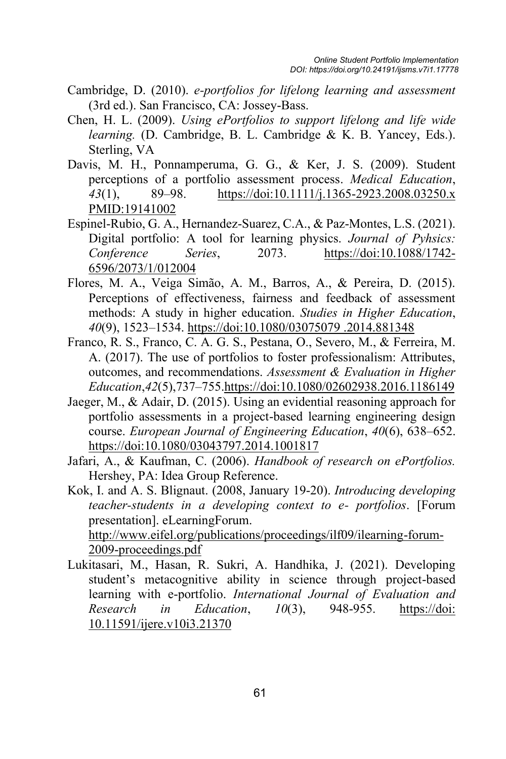Cambridge, D. (2010). *e-portfolios for lifelong learning and assessment* (3rd ed.). San Francisco, CA: Jossey-Bass.

Chen, H. L. (2009). *Using ePortfolios to support lifelong and life wide learning.* (D. Cambridge, B. L. Cambridge & K. B. Yancey, Eds.). Sterling, VA

Davis, M. H., Ponnamperuma, G. G., & Ker, J. S. (2009). Student perceptions of a portfolio assessment process. *Medical Education*, *43*(1), 89–98. https://doi:10.1111/j.1365-2923.2008.03250.x PMID:19141002

Espinel-Rubio, G. A., Hernandez-Suarez, C.A., & Paz-Montes, L.S. (2021). Digital portfolio: A tool for learning physics. *Journal of Pyhsics: Conference Series*, 2073. https://doi:10.1088/1742-6596/2073/1/012004

Flores, M. A., Veiga Simão, A. M., Barros, A., & Pereira, D. (2015). Perceptions of effectiveness, fairness and feedback of assessment methods: A study in higher education. *Studies in Higher Education*, *40*(9), 1523–1534. https://doi:10.1080/03075079 .2014.881348

Franco, R. S., Franco, C. A. G. S., Pestana, O., Severo, M., & Ferreira, M. A. (2017). The use of portfolios to foster professionalism: Attributes, outcomes, and recommendations. *Assessment & Evaluation in Higher Education*,*42*(5),737–755.https://doi:10.1080/02602938.2016.1186149

Jaeger, M., & Adair, D. (2015). Using an evidential reasoning approach for portfolio assessments in a project-based learning engineering design course. *European Journal of Engineering Education*, *40*(6), 638–652. https://doi:10.1080/03043797.2014.1001817

Jafari, A., & Kaufman, C. (2006). *Handbook of research on ePortfolios.* Hershey, PA: Idea Group Reference.

Kok, I. and A. S. Blignaut. (2008, January 19-20). *Introducing developing teacher-students in a developing context to e- portfolios*. [Forum presentation]. eLearningForum. http://www.eifel.org/publications/proceedings/ilf09/ilearning-forum-2009-proceedings.pdf

Lukitasari, M., Hasan, R. Sukri, A. Handhika, J. (2021). Developing student's metacognitive ability in science through project-based learning with e-portfolio. *International Journal of Evaluation and Research in Education*, *10*(3), 948-955. https://doi: 10.11591/ijere.v10i3.21370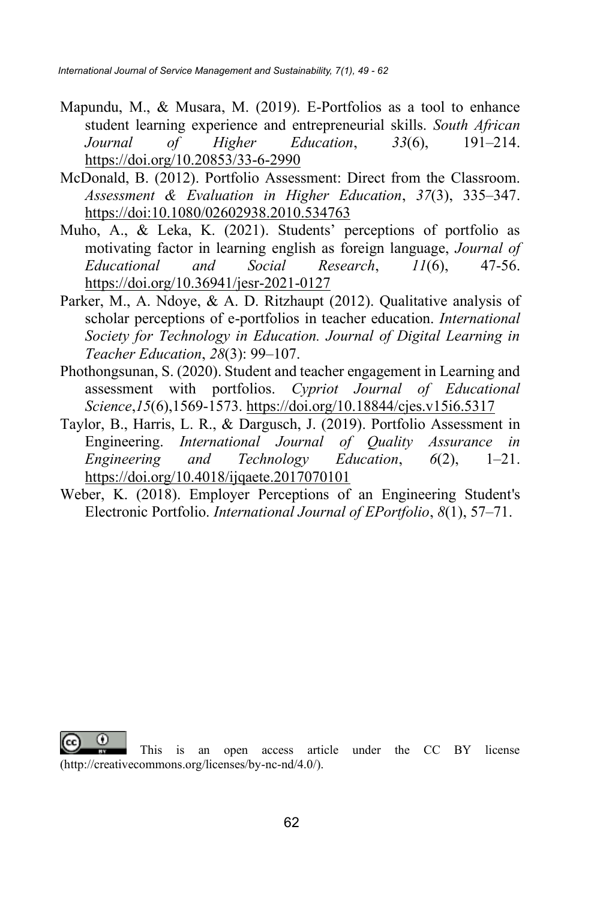Mapundu, M., & Musara, M. (2019). E-Portfolios as a tool to enhance student learning experience and entrepreneurial skills. *South African Journal of Higher Education*, *33*(6), 191–214. https://doi.org/10.20853/33-6-2990

McDonald, B. (2012). Portfolio Assessment: Direct from the Classroom. *Assessment & Evaluation in Higher Education*, *37*(3), 335–347. https://doi:10.1080/02602938.2010.534763

Muho, A., & Leka, K. (2021). Students' perceptions of portfolio as motivating factor in learning english as foreign language, *Journal of Educational and Social Research*, *11*(6), 47-56. https://doi.org/10.36941/jesr-2021-0127

Parker, M., A. Ndoye, & A. D. Ritzhaupt (2012). Qualitative analysis of scholar perceptions of e-portfolios in teacher education. *International Society for Technology in Education. Journal of Digital Learning in Teacher Education*, *28*(3): 99–107.

Phothongsunan, S. (2020). Student and teacher engagement in Learning and assessment with portfolios. *Cypriot Journal of Educational Science*,*15*(6),1569-1573. https://doi.org/10.18844/cjes.v15i6.5317

Taylor, B., Harris, L. R., & Dargusch, J. (2019). Portfolio Assessment in Engineering. *International Journal of Quality Assurance in Engineering and Technology Education*, *6*(2), 1–21. https://doi.org/10.4018/ijqaete.2017070101

Weber, K. (2018). Employer Perceptions of an Engineering Student's Electronic Portfolio. *International Journal of EPortfolio*, *8*(1), 57–71.

This is an open access article under the CC BY license (http://creativecommons.org/licenses/by-nc-nd/4.0/).